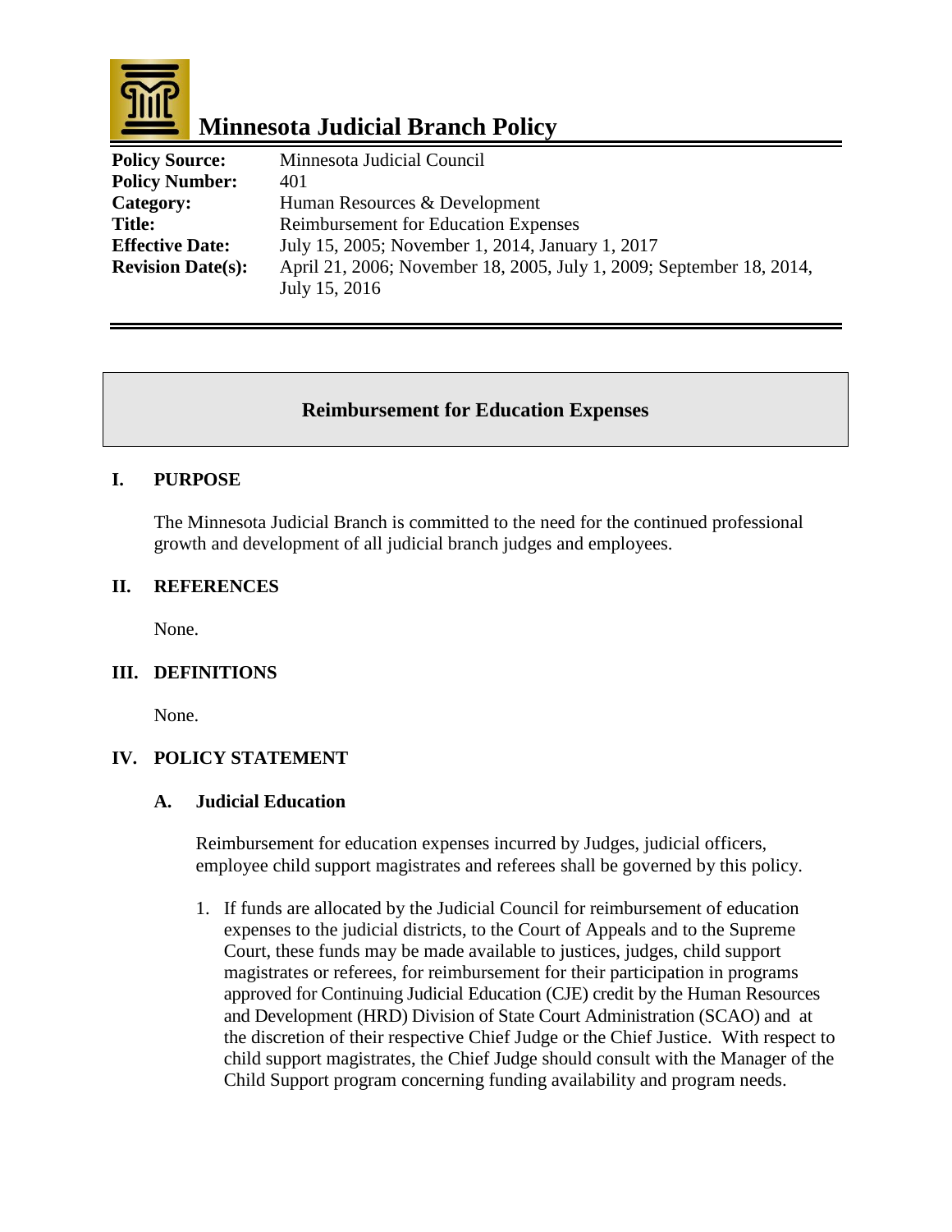# Minnesota Judicial Branch Policy

| | |
|---|---|
| **Policy Source:** | Minnesota Judicial Council |
| **Policy Number:** | 401 |
| **Category:** | Human Resources & Development |
| **Title:** | Reimbursement for Education Expenses |
| **Effective Date:** | July 15, 2005; November 1, 2014, January 1, 2017 |
| **Revision Date(s):** | April 21, 2006; November 18, 2005, July 1, 2009; September 18, 2014, July 15, 2016 |

## Reimbursement for Education Expenses

### I. PURPOSE

The Minnesota Judicial Branch is committed to the need for the continued professional growth and development of all judicial branch judges and employees.

### II. REFERENCES

None.

### III. DEFINITIONS

None.

### IV. POLICY STATEMENT

#### A. Judicial Education

Reimbursement for education expenses incurred by Judges, judicial officers, employee child support magistrates and referees shall be governed by this policy.

1. If funds are allocated by the Judicial Council for reimbursement of education expenses to the judicial districts, to the Court of Appeals and to the Supreme Court, these funds may be made available to justices, judges, child support magistrates or referees, for reimbursement for their participation in programs approved for Continuing Judicial Education (CJE) credit by the Human Resources and Development (HRD) Division of State Court Administration (SCAO) and at the discretion of their respective Chief Judge or the Chief Justice. With respect to child support magistrates, the Chief Judge should consult with the Manager of the Child Support program concerning funding availability and program needs.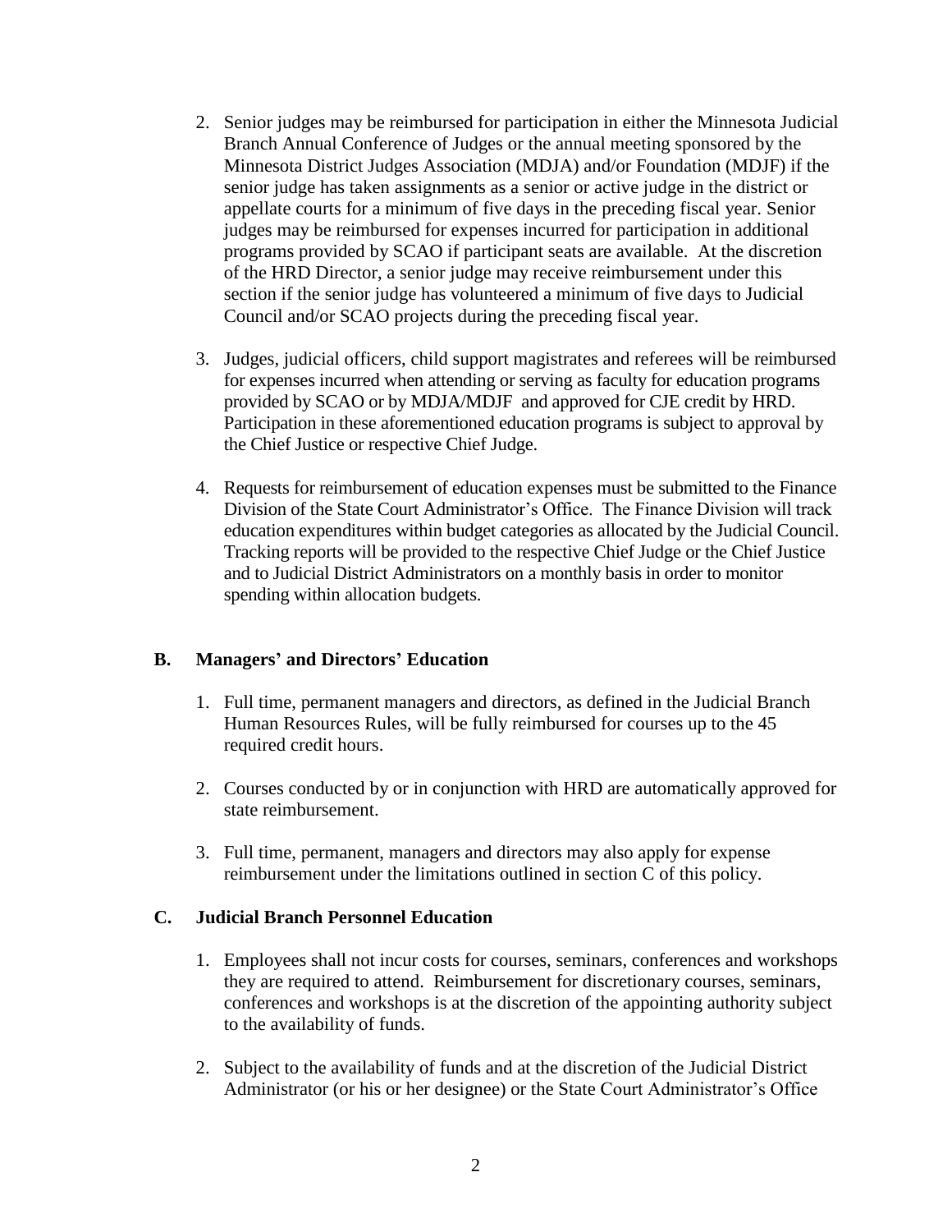2. Senior judges may be reimbursed for participation in either the Minnesota Judicial Branch Annual Conference of Judges or the annual meeting sponsored by the Minnesota District Judges Association (MDJA) and/or Foundation (MDJF) if the senior judge has taken assignments as a senior or active judge in the district or appellate courts for a minimum of five days in the preceding fiscal year. Senior judges may be reimbursed for expenses incurred for participation in additional programs provided by SCAO if participant seats are available. At the discretion of the HRD Director, a senior judge may receive reimbursement under this section if the senior judge has volunteered a minimum of five days to Judicial Council and/or SCAO projects during the preceding fiscal year.

3. Judges, judicial officers, child support magistrates and referees will be reimbursed for expenses incurred when attending or serving as faculty for education programs provided by SCAO or by MDJA/MDJF and approved for CJE credit by HRD. Participation in these aforementioned education programs is subject to approval by the Chief Justice or respective Chief Judge.

4. Requests for reimbursement of education expenses must be submitted to the Finance Division of the State Court Administrator's Office. The Finance Division will track education expenditures within budget categories as allocated by the Judicial Council. Tracking reports will be provided to the respective Chief Judge or the Chief Justice and to Judicial District Administrators on a monthly basis in order to monitor spending within allocation budgets.

## B. Managers' and Directors' Education

1. Full time, permanent managers and directors, as defined in the Judicial Branch Human Resources Rules, will be fully reimbursed for courses up to the 45 required credit hours.

2. Courses conducted by or in conjunction with HRD are automatically approved for state reimbursement.

3. Full time, permanent, managers and directors may also apply for expense reimbursement under the limitations outlined in section C of this policy.

## C. Judicial Branch Personnel Education

1. Employees shall not incur costs for courses, seminars, conferences and workshops they are required to attend. Reimbursement for discretionary courses, seminars, conferences and workshops is at the discretion of the appointing authority subject to the availability of funds.

2. Subject to the availability of funds and at the discretion of the Judicial District Administrator (or his or her designee) or the State Court Administrator's Office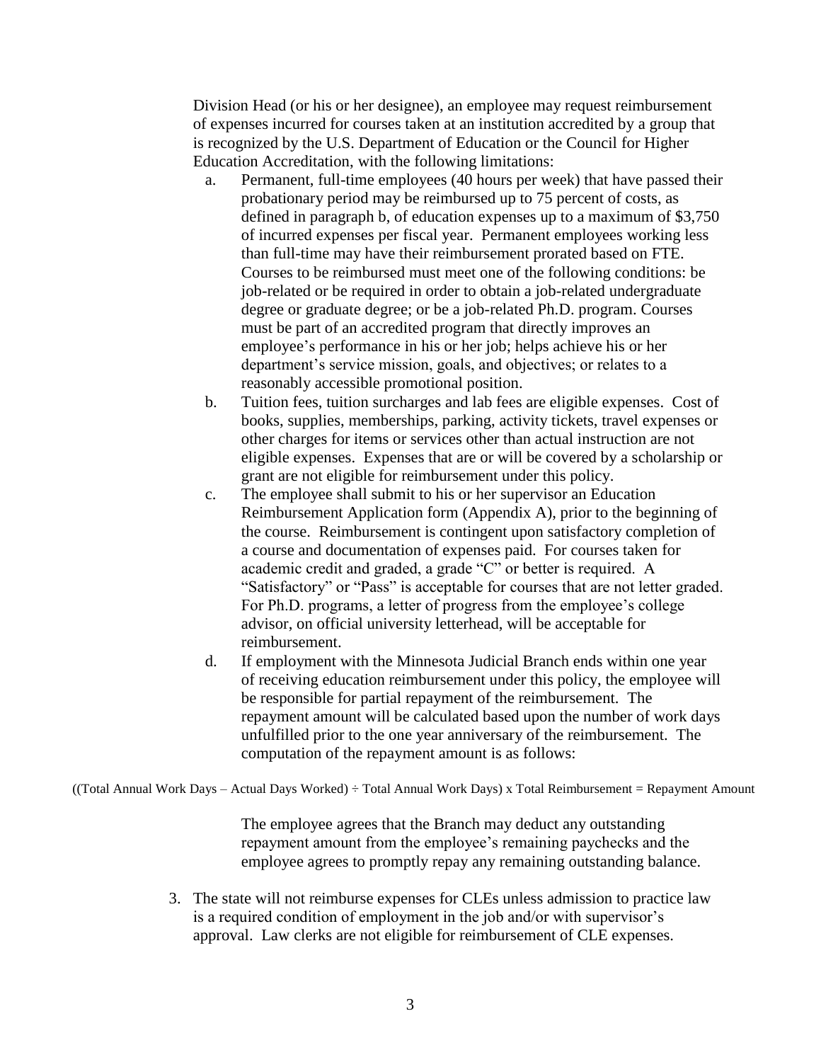Division Head (or his or her designee), an employee may request reimbursement of expenses incurred for courses taken at an institution accredited by a group that is recognized by the U.S. Department of Education or the Council for Higher Education Accreditation, with the following limitations:

a. Permanent, full-time employees (40 hours per week) that have passed their probationary period may be reimbursed up to 75 percent of costs, as defined in paragraph b, of education expenses up to a maximum of $3,750 of incurred expenses per fiscal year. Permanent employees working less than full-time may have their reimbursement prorated based on FTE. Courses to be reimbursed must meet one of the following conditions: be job-related or be required in order to obtain a job-related undergraduate degree or graduate degree; or be a job-related Ph.D. program. Courses must be part of an accredited program that directly improves an employee's performance in his or her job; helps achieve his or her department's service mission, goals, and objectives; or relates to a reasonably accessible promotional position.

b. Tuition fees, tuition surcharges and lab fees are eligible expenses. Cost of books, supplies, memberships, parking, activity tickets, travel expenses or other charges for items or services other than actual instruction are not eligible expenses. Expenses that are or will be covered by a scholarship or grant are not eligible for reimbursement under this policy.

c. The employee shall submit to his or her supervisor an Education Reimbursement Application form (Appendix A), prior to the beginning of the course. Reimbursement is contingent upon satisfactory completion of a course and documentation of expenses paid. For courses taken for academic credit and graded, a grade "C" or better is required. A "Satisfactory" or "Pass" is acceptable for courses that are not letter graded. For Ph.D. programs, a letter of progress from the employee's college advisor, on official university letterhead, will be acceptable for reimbursement.

d. If employment with the Minnesota Judicial Branch ends within one year of receiving education reimbursement under this policy, the employee will be responsible for partial repayment of the reimbursement. The repayment amount will be calculated based upon the number of work days unfulfilled prior to the one year anniversary of the reimbursement. The computation of the repayment amount is as follows:

((Total Annual Work Days – Actual Days Worked) ÷ Total Annual Work Days) x Total Reimbursement = Repayment Amount

The employee agrees that the Branch may deduct any outstanding repayment amount from the employee's remaining paychecks and the employee agrees to promptly repay any remaining outstanding balance.

3. The state will not reimburse expenses for CLEs unless admission to practice law is a required condition of employment in the job and/or with supervisor's approval. Law clerks are not eligible for reimbursement of CLE expenses.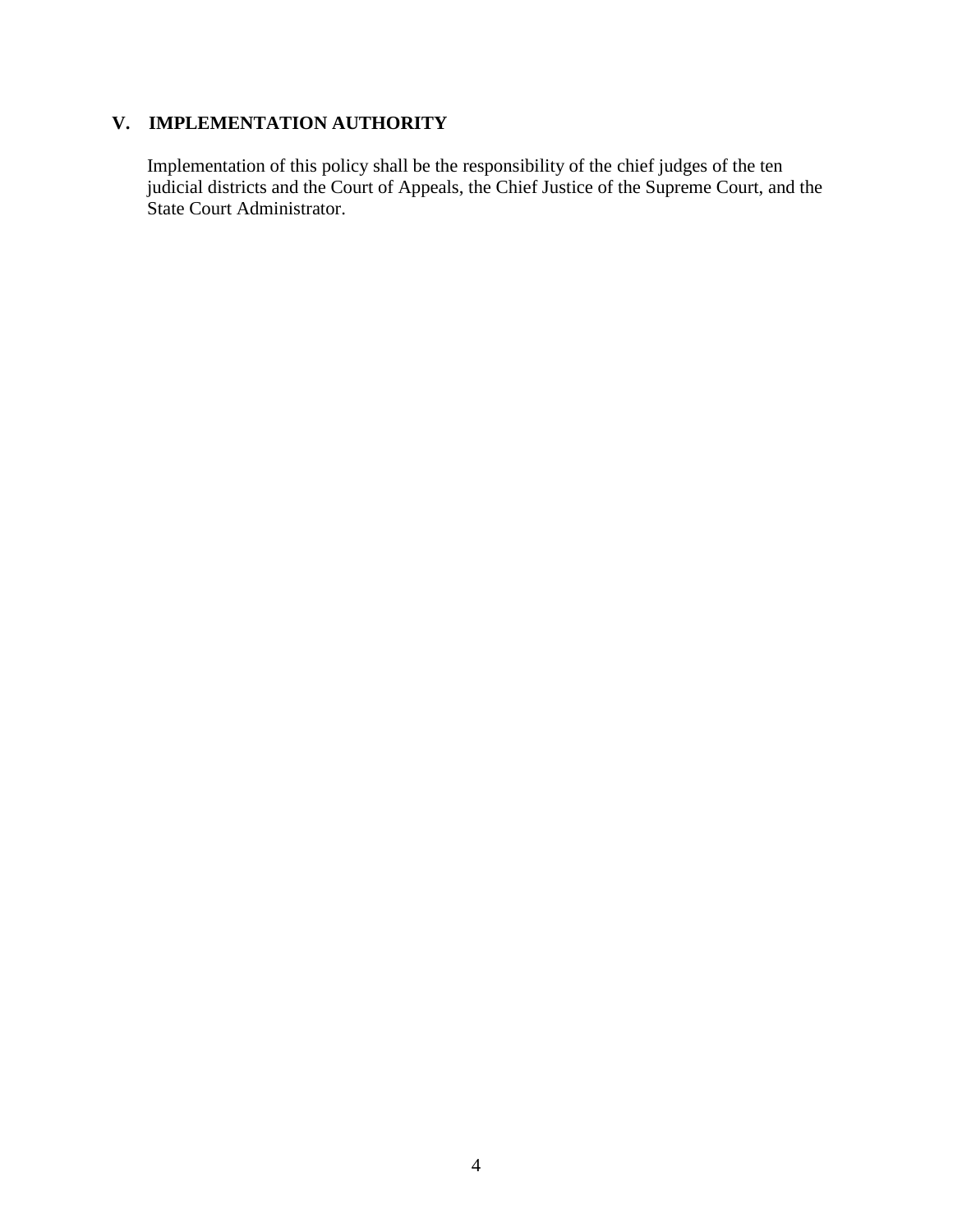## V. IMPLEMENTATION AUTHORITY

Implementation of this policy shall be the responsibility of the chief judges of the ten judicial districts and the Court of Appeals, the Chief Justice of the Supreme Court, and the State Court Administrator.